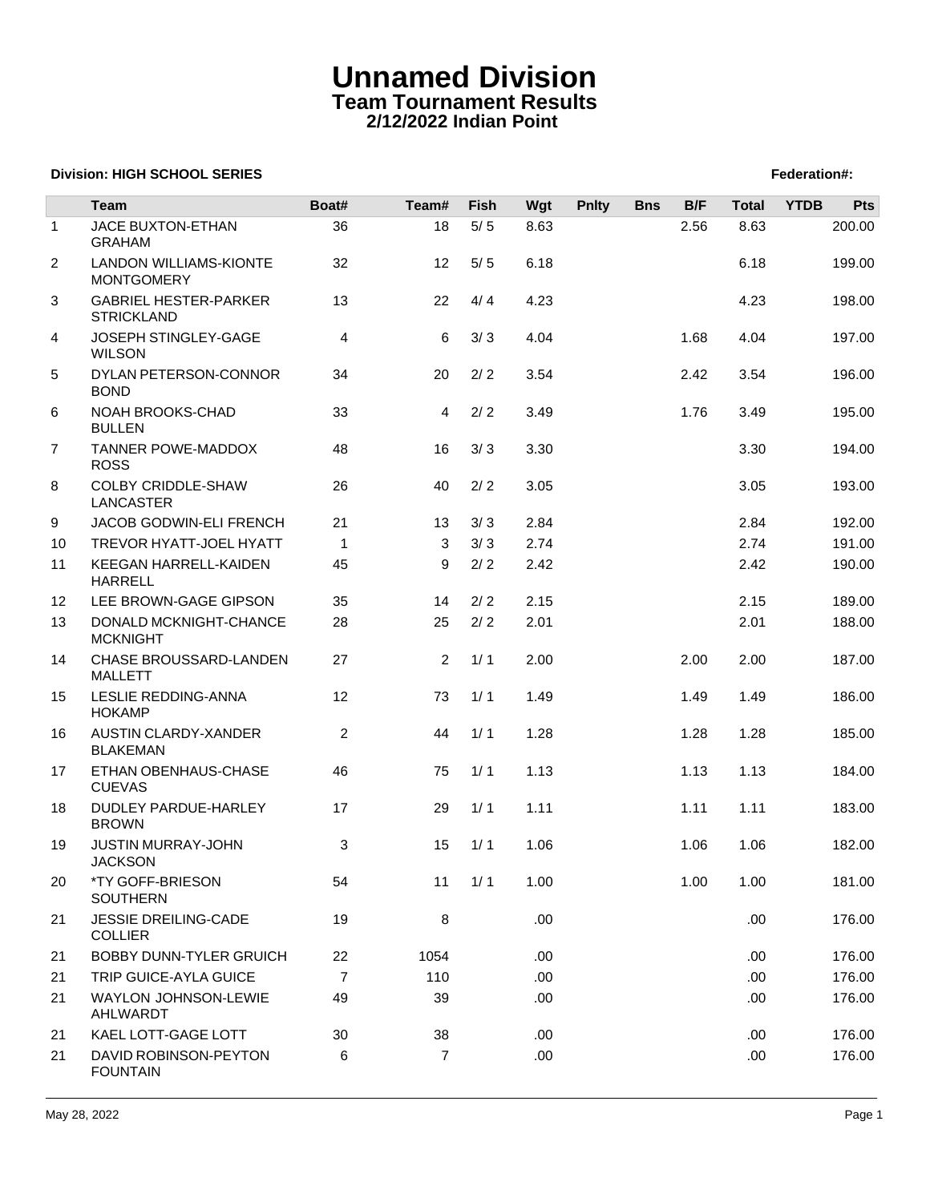# Unnamed Division

## Team Tournament Results

### 2/12/2022 Indian Point

**Division: HIGH SCHOOL SERIES** **Federation#:**

| | Team | Boat# | Team# | Fish | Wgt | Pnlty | Bns | B/F | Total | YTDB | Pts |
|---|---|---|---|---|---|---|---|---|---|---|---|
| 1 | JACE BUXTON-ETHAN GRAHAM | 36 | 18 | 5/ 5 | 8.63 | | | 2.56 | 8.63 | | 200.00 |
| 2 | LANDON WILLIAMS-KIONTE MONTGOMERY | 32 | 12 | 5/ 5 | 6.18 | | | | 6.18 | | 199.00 |
| 3 | GABRIEL HESTER-PARKER STRICKLAND | 13 | 22 | 4/ 4 | 4.23 | | | | 4.23 | | 198.00 |
| 4 | JOSEPH STINGLEY-GAGE WILSON | 4 | 6 | 3/ 3 | 4.04 | | | 1.68 | 4.04 | | 197.00 |
| 5 | DYLAN PETERSON-CONNOR BOND | 34 | 20 | 2/ 2 | 3.54 | | | 2.42 | 3.54 | | 196.00 |
| 6 | NOAH BROOKS-CHAD BULLEN | 33 | 4 | 2/ 2 | 3.49 | | | 1.76 | 3.49 | | 195.00 |
| 7 | TANNER POWE-MADDOX ROSS | 48 | 16 | 3/ 3 | 3.30 | | | | 3.30 | | 194.00 |
| 8 | COLBY CRIDDLE-SHAW LANCASTER | 26 | 40 | 2/ 2 | 3.05 | | | | 3.05 | | 193.00 |
| 9 | JACOB GODWIN-ELI FRENCH | 21 | 13 | 3/ 3 | 2.84 | | | | 2.84 | | 192.00 |
| 10 | TREVOR HYATT-JOEL HYATT | 1 | 3 | 3/ 3 | 2.74 | | | | 2.74 | | 191.00 |
| 11 | KEEGAN HARRELL-KAIDEN HARRELL | 45 | 9 | 2/ 2 | 2.42 | | | | 2.42 | | 190.00 |
| 12 | LEE BROWN-GAGE GIPSON | 35 | 14 | 2/ 2 | 2.15 | | | | 2.15 | | 189.00 |
| 13 | DONALD MCKNIGHT-CHANCE MCKNIGHT | 28 | 25 | 2/ 2 | 2.01 | | | | 2.01 | | 188.00 |
| 14 | CHASE BROUSSARD-LANDEN MALLETT | 27 | 2 | 1/ 1 | 2.00 | | | 2.00 | 2.00 | | 187.00 |
| 15 | LESLIE REDDING-ANNA HOKAMP | 12 | 73 | 1/ 1 | 1.49 | | | 1.49 | 1.49 | | 186.00 |
| 16 | AUSTIN CLARDY-XANDER BLAKEMAN | 2 | 44 | 1/ 1 | 1.28 | | | 1.28 | 1.28 | | 185.00 |
| 17 | ETHAN OBENHAUS-CHASE CUEVAS | 46 | 75 | 1/ 1 | 1.13 | | | 1.13 | 1.13 | | 184.00 |
| 18 | DUDLEY PARDUE-HARLEY BROWN | 17 | 29 | 1/ 1 | 1.11 | | | 1.11 | 1.11 | | 183.00 |
| 19 | JUSTIN MURRAY-JOHN JACKSON | 3 | 15 | 1/ 1 | 1.06 | | | 1.06 | 1.06 | | 182.00 |
| 20 | *TY GOFF-BRIESON SOUTHERN | 54 | 11 | 1/ 1 | 1.00 | | | 1.00 | 1.00 | | 181.00 |
| 21 | JESSIE DREILING-CADE COLLIER | 19 | 8 | | .00 | | | | .00 | | 176.00 |
| 21 | BOBBY DUNN-TYLER GRUICH | 22 | 1054 | | .00 | | | | .00 | | 176.00 |
| 21 | TRIP GUICE-AYLA GUICE | 7 | 110 | | .00 | | | | .00 | | 176.00 |
| 21 | WAYLON JOHNSON-LEWIE AHLWARDT | 49 | 39 | | .00 | | | | .00 | | 176.00 |
| 21 | KAEL LOTT-GAGE LOTT | 30 | 38 | | .00 | | | | .00 | | 176.00 |
| 21 | DAVID ROBINSON-PEYTON FOUNTAIN | 6 | 7 | | .00 | | | | .00 | | 176.00 |

May 28, 2022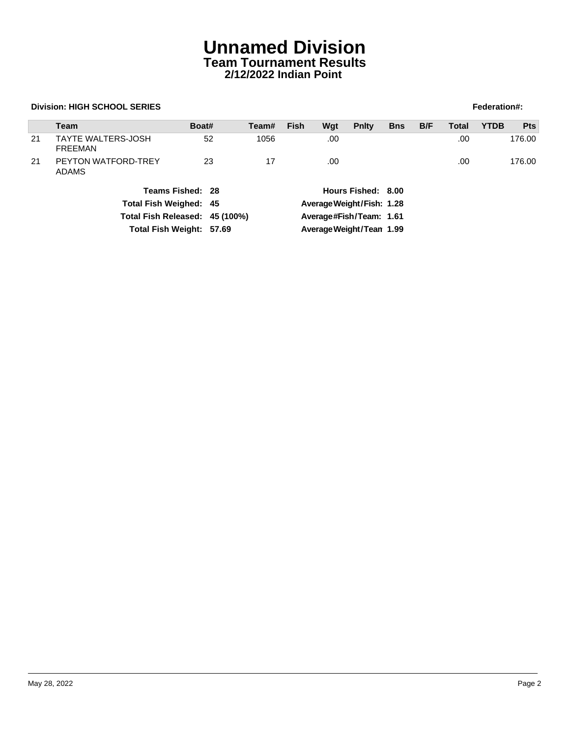# Unnamed Division

## Team Tournament Results

### 2/12/2022 Indian Point

**Division: HIGH SCHOOL SERIES** **Federation#:**

| | Team | Boat# | Team# | Fish | Wgt | Pnlty | Bns | B/F | Total | YTDB | Pts |
|---|---|---|---|---|---|---|---|---|---|---|---|
| 21 | TAYTE WALTERS-JOSH FREEMAN | 52 | 1056 | | .00 | | | | .00 | | 176.00 |
| 21 | PEYTON WATFORD-TREY ADAMS | 23 | 17 | | .00 | | | | .00 | | 176.00 |

**Teams Fished:** 28

**Total Fish Weighed:** 45

**Total Fish Released:** 45 (100%)

**Total Fish Weight:** 57.69

**Hours Fished:** 8.00

**Average Weight/Fish:** 1.28

**Average #Fish/Team:** 1.61

**Average Weight/Tean** 1.99